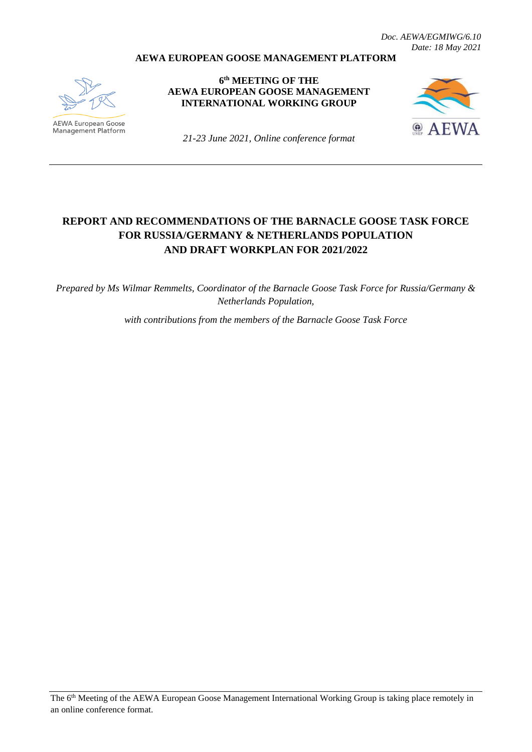*Doc. AEWA/EGMIWG/6.10*
*Date: 18 May 2021*

**AEWA EUROPEAN GOOSE MANAGEMENT PLATFORM**

AEWA European Goose Management Platform

**6th MEETING OF THE**
**AEWA EUROPEAN GOOSE MANAGEMENT**
**INTERNATIONAL WORKING GROUP**

*21-23 June 2021, Online conference format*

AEWA

---

# REPORT AND RECOMMENDATIONS OF THE BARNACLE GOOSE TASK FORCE FOR RUSSIA/GERMANY & NETHERLANDS POPULATION AND DRAFT WORKPLAN FOR 2021/2022

*Prepared by Ms Wilmar Remmelts, Coordinator of the Barnacle Goose Task Force for Russia/Germany & Netherlands Population,*

*with contributions from the members of the Barnacle Goose Task Force*

---

The 6th Meeting of the AEWA European Goose Management International Working Group is taking place remotely in an online conference format.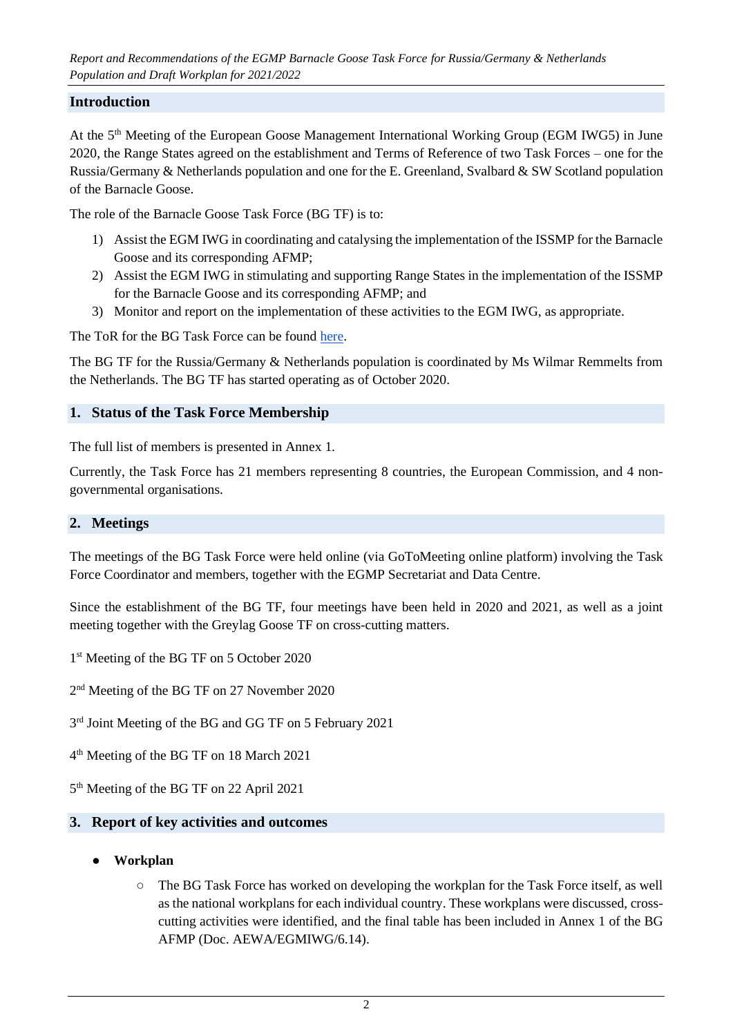## Introduction

At the 5th Meeting of the European Goose Management International Working Group (EGM IWG5) in June 2020, the Range States agreed on the establishment and Terms of Reference of two Task Forces – one for the Russia/Germany & Netherlands population and one for the E. Greenland, Svalbard & SW Scotland population of the Barnacle Goose.

The role of the Barnacle Goose Task Force (BG TF) is to:

1) Assist the EGM IWG in coordinating and catalysing the implementation of the ISSMP for the Barnacle Goose and its corresponding AFMP;
2) Assist the EGM IWG in stimulating and supporting Range States in the implementation of the ISSMP for the Barnacle Goose and its corresponding AFMP; and
3) Monitor and report on the implementation of these activities to the EGM IWG, as appropriate.

The ToR for the BG Task Force can be found here.

The BG TF for the Russia/Germany & Netherlands population is coordinated by Ms Wilmar Remmelts from the Netherlands. The BG TF has started operating as of October 2020.

## 1. Status of the Task Force Membership

The full list of members is presented in Annex 1.

Currently, the Task Force has 21 members representing 8 countries, the European Commission, and 4 non-governmental organisations.

## 2. Meetings

The meetings of the BG Task Force were held online (via GoToMeeting online platform) involving the Task Force Coordinator and members, together with the EGMP Secretariat and Data Centre.

Since the establishment of the BG TF, four meetings have been held in 2020 and 2021, as well as a joint meeting together with the Greylag Goose TF on cross-cutting matters.

1st Meeting of the BG TF on 5 October 2020

2nd Meeting of the BG TF on 27 November 2020

3rd Joint Meeting of the BG and GG TF on 5 February 2021

4th Meeting of the BG TF on 18 March 2021

5th Meeting of the BG TF on 22 April 2021

## 3. Report of key activities and outcomes

- **Workplan**
  - The BG Task Force has worked on developing the workplan for the Task Force itself, as well as the national workplans for each individual country. These workplans were discussed, cross-cutting activities were identified, and the final table has been included in Annex 1 of the BG AFMP (Doc. AEWA/EGMIWG/6.14).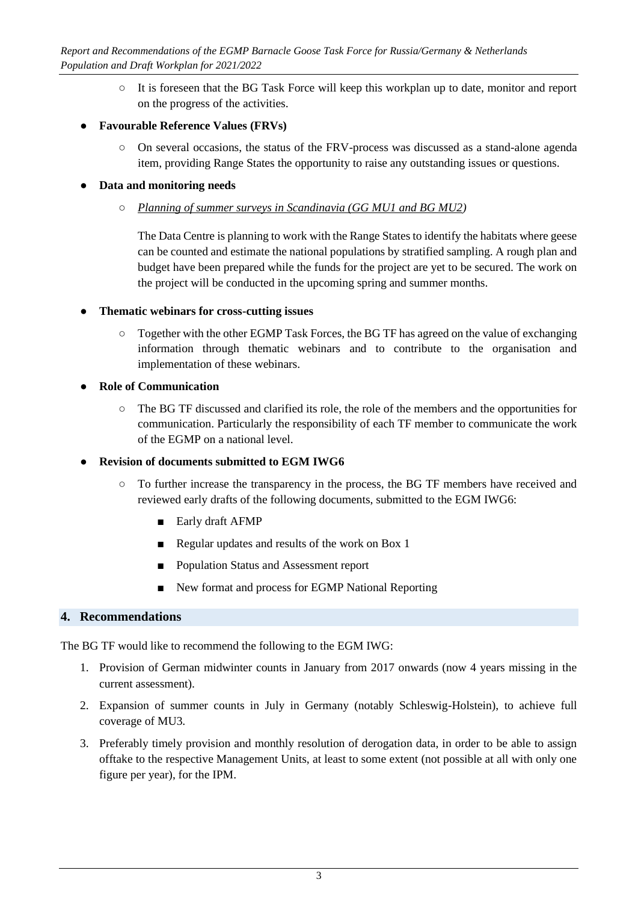- It is foreseen that the BG Task Force will keep this workplan up to date, monitor and report on the progress of the activities.

- **Favourable Reference Values (FRVs)**
   - On several occasions, the status of the FRV-process was discussed as a stand-alone agenda item, providing Range States the opportunity to raise any outstanding issues or questions.

- **Data and monitoring needs**
   - *Planning of summer surveys in Scandinavia (GG MU1 and BG MU2)*

     The Data Centre is planning to work with the Range States to identify the habitats where geese can be counted and estimate the national populations by stratified sampling. A rough plan and budget have been prepared while the funds for the project are yet to be secured. The work on the project will be conducted in the upcoming spring and summer months.

- **Thematic webinars for cross-cutting issues**
   - Together with the other EGMP Task Forces, the BG TF has agreed on the value of exchanging information through thematic webinars and to contribute to the organisation and implementation of these webinars.

- **Role of Communication**
   - The BG TF discussed and clarified its role, the role of the members and the opportunities for communication. Particularly the responsibility of each TF member to communicate the work of the EGMP on a national level.

- **Revision of documents submitted to EGM IWG6**
   - To further increase the transparency in the process, the BG TF members have received and reviewed early drafts of the following documents, submitted to the EGM IWG6:
      - Early draft AFMP
      - Regular updates and results of the work on Box 1
      - Population Status and Assessment report
      - New format and process for EGMP National Reporting

## 4. Recommendations

The BG TF would like to recommend the following to the EGM IWG:

1. Provision of German midwinter counts in January from 2017 onwards (now 4 years missing in the current assessment).
2. Expansion of summer counts in July in Germany (notably Schleswig-Holstein), to achieve full coverage of MU3.
3. Preferably timely provision and monthly resolution of derogation data, in order to be able to assign offtake to the respective Management Units, at least to some extent (not possible at all with only one figure per year), for the IPM.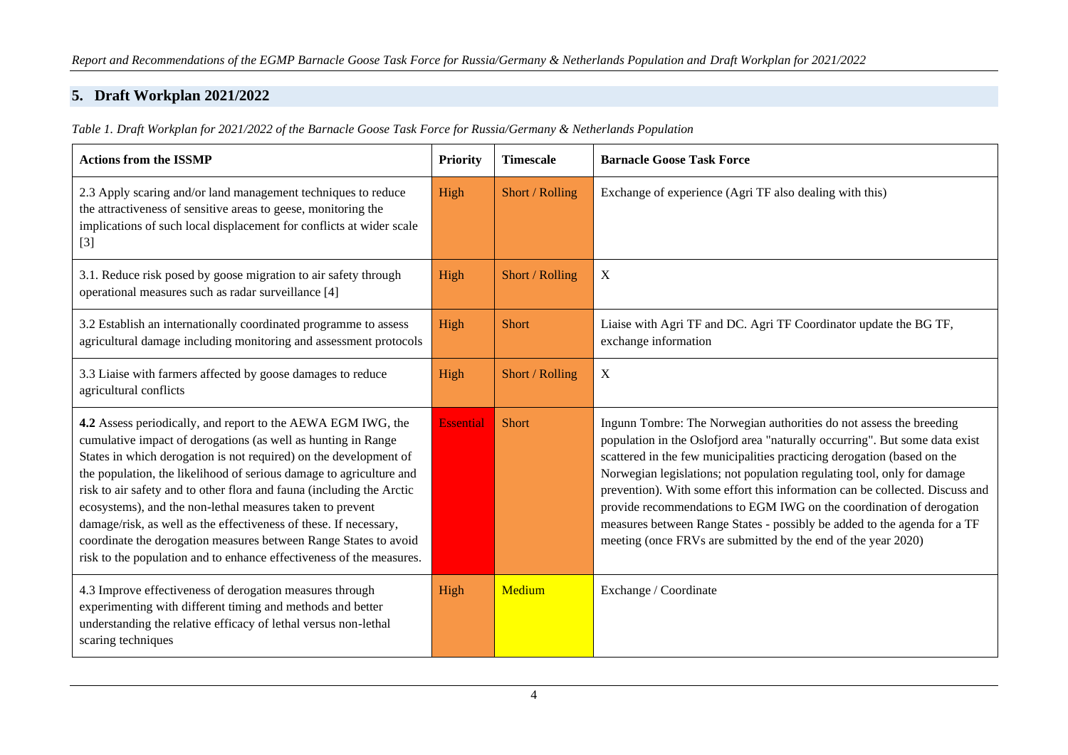## 5. Draft Workplan 2021/2022

*Table 1. Draft Workplan for 2021/2022 of the Barnacle Goose Task Force for Russia/Germany & Netherlands Population*

| Actions from the ISSMP | Priority | Timescale | Barnacle Goose Task Force |
|---|---|---|---|
| 2.3 Apply scaring and/or land management techniques to reduce the attractiveness of sensitive areas to geese, monitoring the implications of such local displacement for conflicts at wider scale [3] | High | Short / Rolling | Exchange of experience (Agri TF also dealing with this) |
| 3.1. Reduce risk posed by goose migration to air safety through operational measures such as radar surveillance [4] | High | Short / Rolling | X |
| 3.2 Establish an internationally coordinated programme to assess agricultural damage including monitoring and assessment protocols | High | Short | Liaise with Agri TF and DC. Agri TF Coordinator update the BG TF, exchange information |
| 3.3 Liaise with farmers affected by goose damages to reduce agricultural conflicts | High | Short / Rolling | X |
| **4.2** Assess periodically, and report to the AEWA EGM IWG, the cumulative impact of derogations (as well as hunting in Range States in which derogation is not required) on the development of the population, the likelihood of serious damage to agriculture and risk to air safety and to other flora and fauna (including the Arctic ecosystems), and the non-lethal measures taken to prevent damage/risk, as well as the effectiveness of these. If necessary, coordinate the derogation measures between Range States to avoid risk to the population and to enhance effectiveness of the measures. | Essential | Short | Ingunn Tombre: The Norwegian authorities do not assess the breeding population in the Oslofjord area "naturally occurring". But some data exist scattered in the few municipalities practicing derogation (based on the Norwegian legislations; not population regulating tool, only for damage prevention). With some effort this information can be collected. Discuss and provide recommendations to EGM IWG on the coordination of derogation measures between Range States - possibly be added to the agenda for a TF meeting (once FRVs are submitted by the end of the year 2020) |
| 4.3 Improve effectiveness of derogation measures through experimenting with different timing and methods and better understanding the relative efficacy of lethal versus non-lethal scaring techniques | High | Medium | Exchange / Coordinate |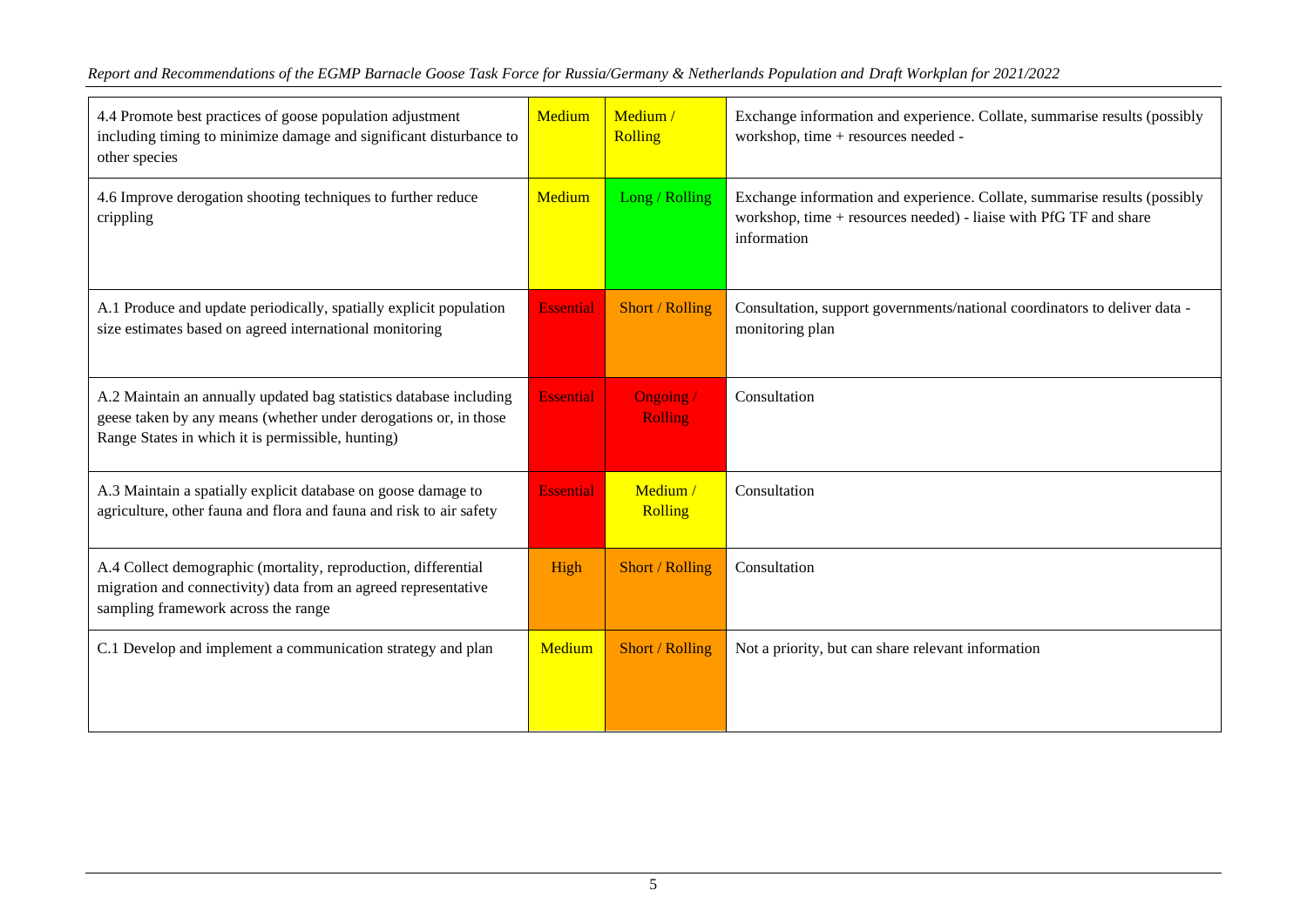| | | | |
|---|---|---|---|
| 4.4 Promote best practices of goose population adjustment including timing to minimize damage and significant disturbance to other species | Medium | Medium / Rolling | Exchange information and experience. Collate, summarise results (possibly workshop, time + resources needed - |
| 4.6 Improve derogation shooting techniques to further reduce crippling | Medium | Long / Rolling | Exchange information and experience. Collate, summarise results (possibly workshop, time + resources needed) - liaise with PfG TF and share information |
| A.1 Produce and update periodically, spatially explicit population size estimates based on agreed international monitoring | Essential | Short / Rolling | Consultation, support governments/national coordinators to deliver data - monitoring plan |
| A.2 Maintain an annually updated bag statistics database including geese taken by any means (whether under derogations or, in those Range States in which it is permissible, hunting) | Essential | Ongoing / Rolling | Consultation |
| A.3 Maintain a spatially explicit database on goose damage to agriculture, other fauna and flora and fauna and risk to air safety | Essential | Medium / Rolling | Consultation |
| A.4 Collect demographic (mortality, reproduction, differential migration and connectivity) data from an agreed representative sampling framework across the range | High | Short / Rolling | Consultation |
| C.1 Develop and implement a communication strategy and plan | Medium | Short / Rolling | Not a priority, but can share relevant information |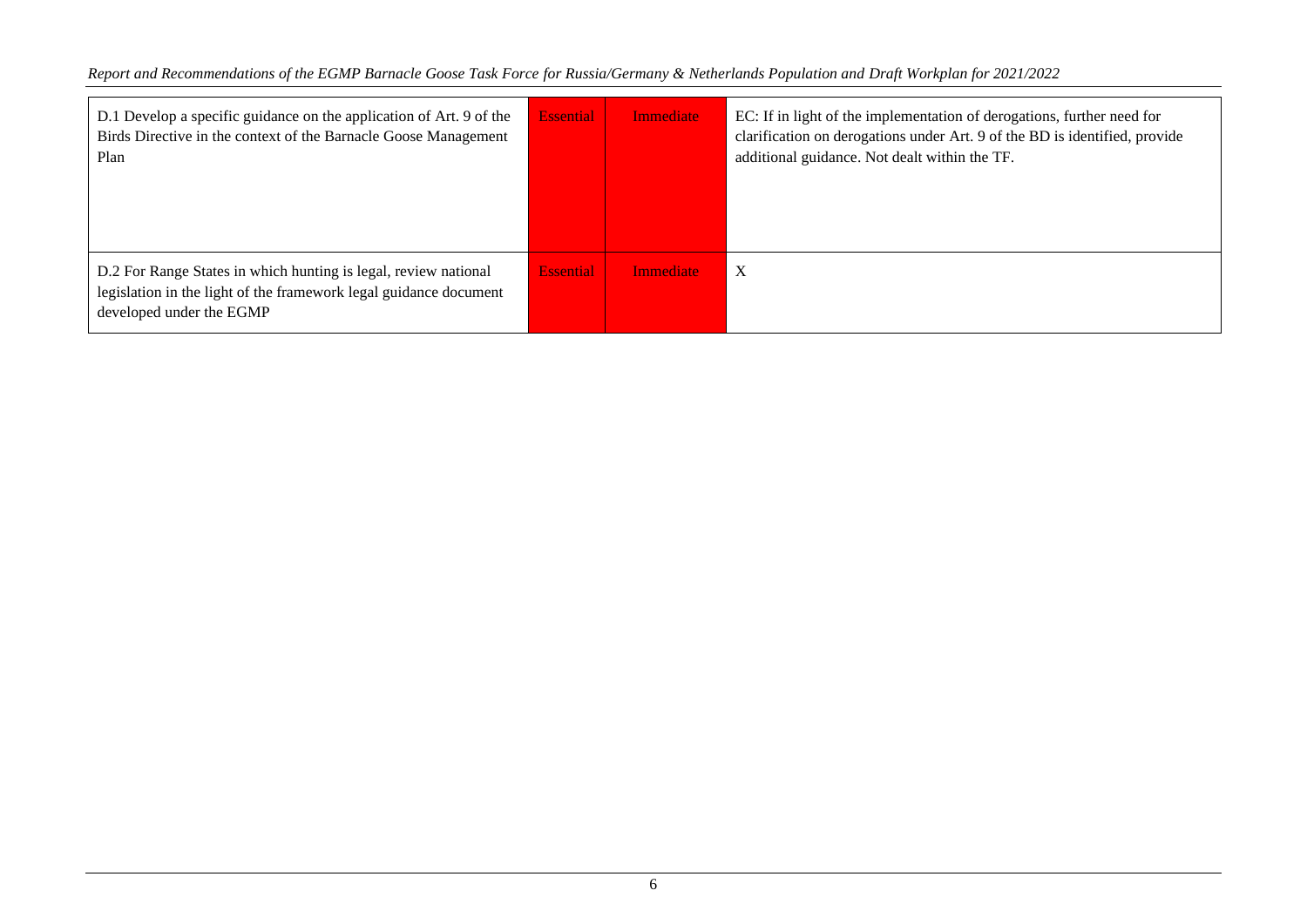| | | | |
|---|---|---|---|
| D.1 Develop a specific guidance on the application of Art. 9 of the Birds Directive in the context of the Barnacle Goose Management Plan | Essential | Immediate | EC: If in light of the implementation of derogations, further need for clarification on derogations under Art. 9 of the BD is identified, provide additional guidance. Not dealt within the TF. |
| D.2 For Range States in which hunting is legal, review national legislation in the light of the framework legal guidance document developed under the EGMP | Essential | Immediate | X |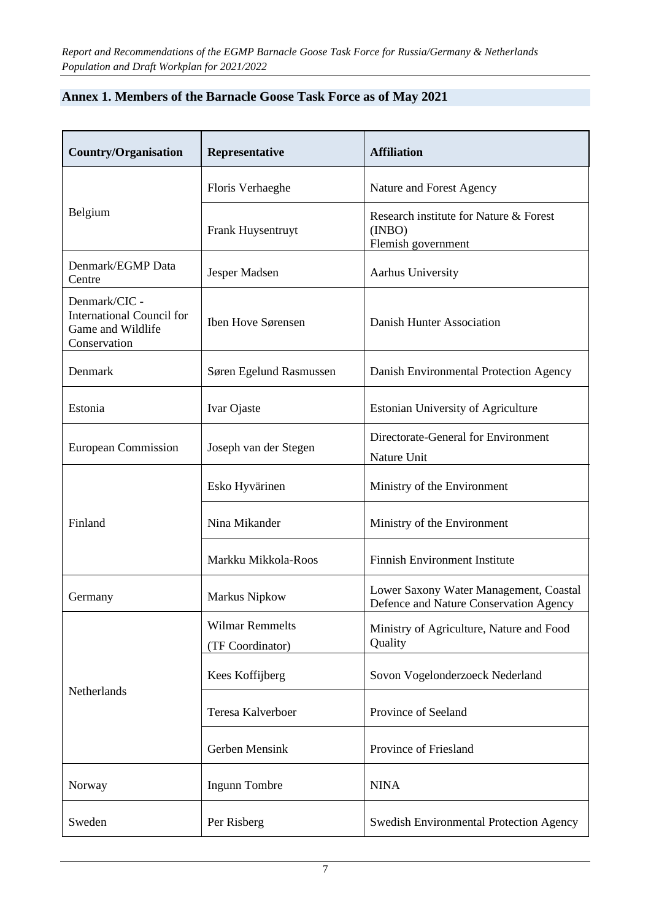## Annex 1. Members of the Barnacle Goose Task Force as of May 2021

| Country/Organisation | Representative | Affiliation |
| --- | --- | --- |
| Belgium | Floris Verhaeghe | Nature and Forest Agency |
| | Frank Huysentruyt | Research institute for Nature & Forest (INBO) Flemish government |
| Denmark/EGMP Data Centre | Jesper Madsen | Aarhus University |
| Denmark/CIC - International Council for Game and Wildlife Conservation | Iben Hove Sørensen | Danish Hunter Association |
| Denmark | Søren Egelund Rasmussen | Danish Environmental Protection Agency |
| Estonia | Ivar Ojaste | Estonian University of Agriculture |
| European Commission | Joseph van der Stegen | Directorate-General for Environment Nature Unit |
| Finland | Esko Hyvärinen | Ministry of the Environment |
| | Nina Mikander | Ministry of the Environment |
| | Markku Mikkola-Roos | Finnish Environment Institute |
| Germany | Markus Nipkow | Lower Saxony Water Management, Coastal Defence and Nature Conservation Agency |
| Netherlands | Wilmar Remmelts (TF Coordinator) | Ministry of Agriculture, Nature and Food Quality |
| | Kees Koffijberg | Sovon Vogelonderzoeck Nederland |
| | Teresa Kalverboer | Province of Seeland |
| | Gerben Mensink | Province of Friesland |
| Norway | Ingunn Tombre | NINA |
| Sweden | Per Risberg | Swedish Environmental Protection Agency |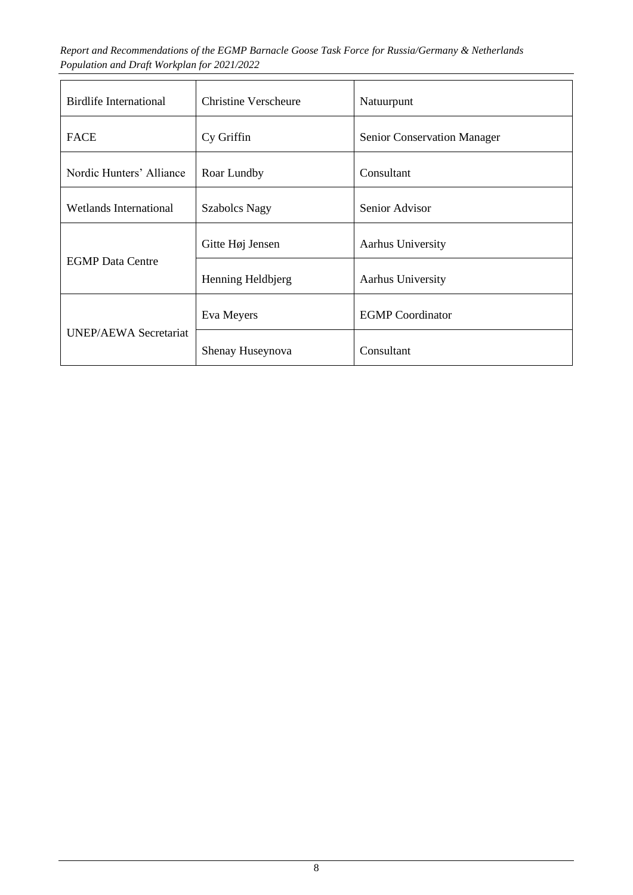| | | |
|---|---|---|
| Birdlife International | Christine Verscheure | Natuurpunt |
| FACE | Cy Griffin | Senior Conservation Manager |
| Nordic Hunters' Alliance | Roar Lundby | Consultant |
| Wetlands International | Szabolcs Nagy | Senior Advisor |
| EGMP Data Centre | Gitte Høj Jensen | Aarhus University |
| | Henning Heldbjerg | Aarhus University |
| UNEP/AEWA Secretariat | Eva Meyers | EGMP Coordinator |
| | Shenay Huseynova | Consultant |